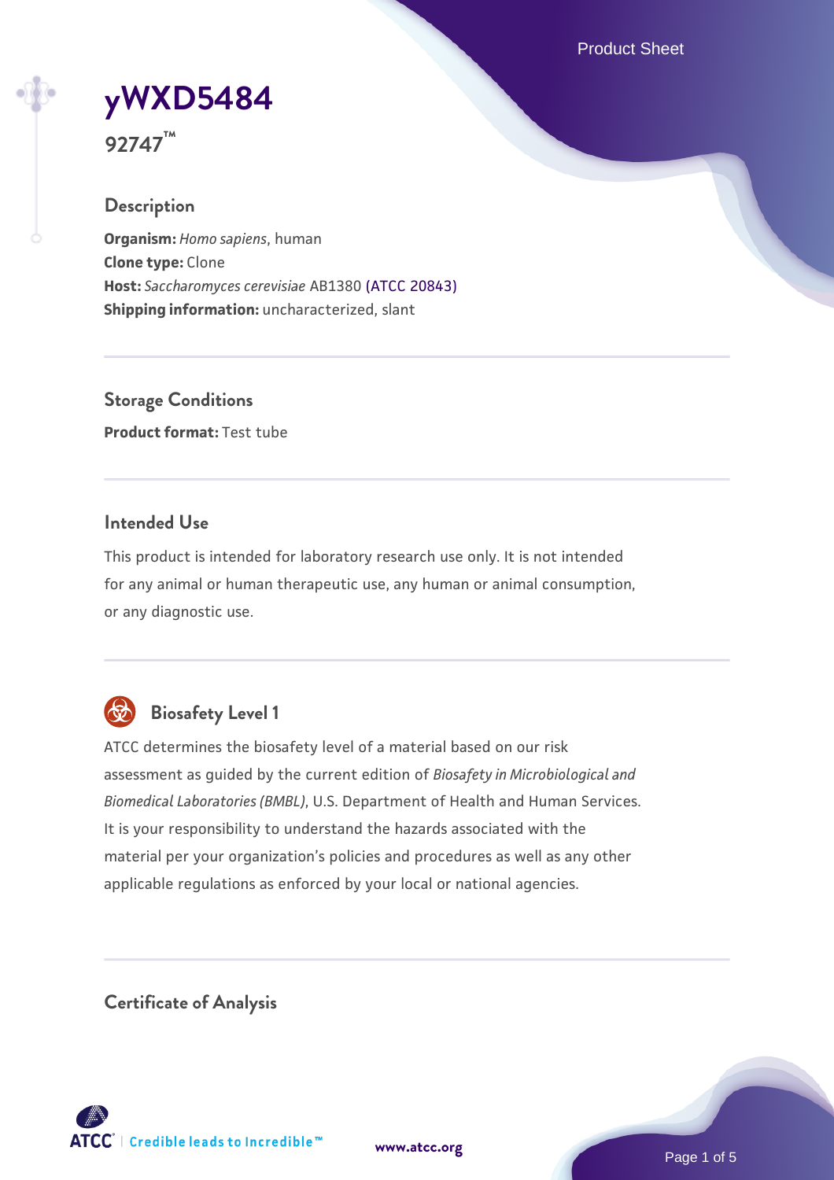# yWXD5484

**92747™**

## Description

**Organism:** *Homo sapiens*, human
**Clone type:** Clone
**Host:** *Saccharomyces cerevisiae* AB1380 (ATCC 20843)
**Shipping information:** uncharacterized, slant

## Storage Conditions

**Product format:** Test tube

## Intended Use

This product is intended for laboratory research use only. It is not intended for any animal or human therapeutic use, any human or animal consumption, or any diagnostic use.

## Biosafety Level 1

ATCC determines the biosafety level of a material based on our risk assessment as guided by the current edition of *Biosafety in Microbiological and Biomedical Laboratories (BMBL)*, U.S. Department of Health and Human Services. It is your responsibility to understand the hazards associated with the material per your organization's policies and procedures as well as any other applicable regulations as enforced by your local or national agencies.

## Certificate of Analysis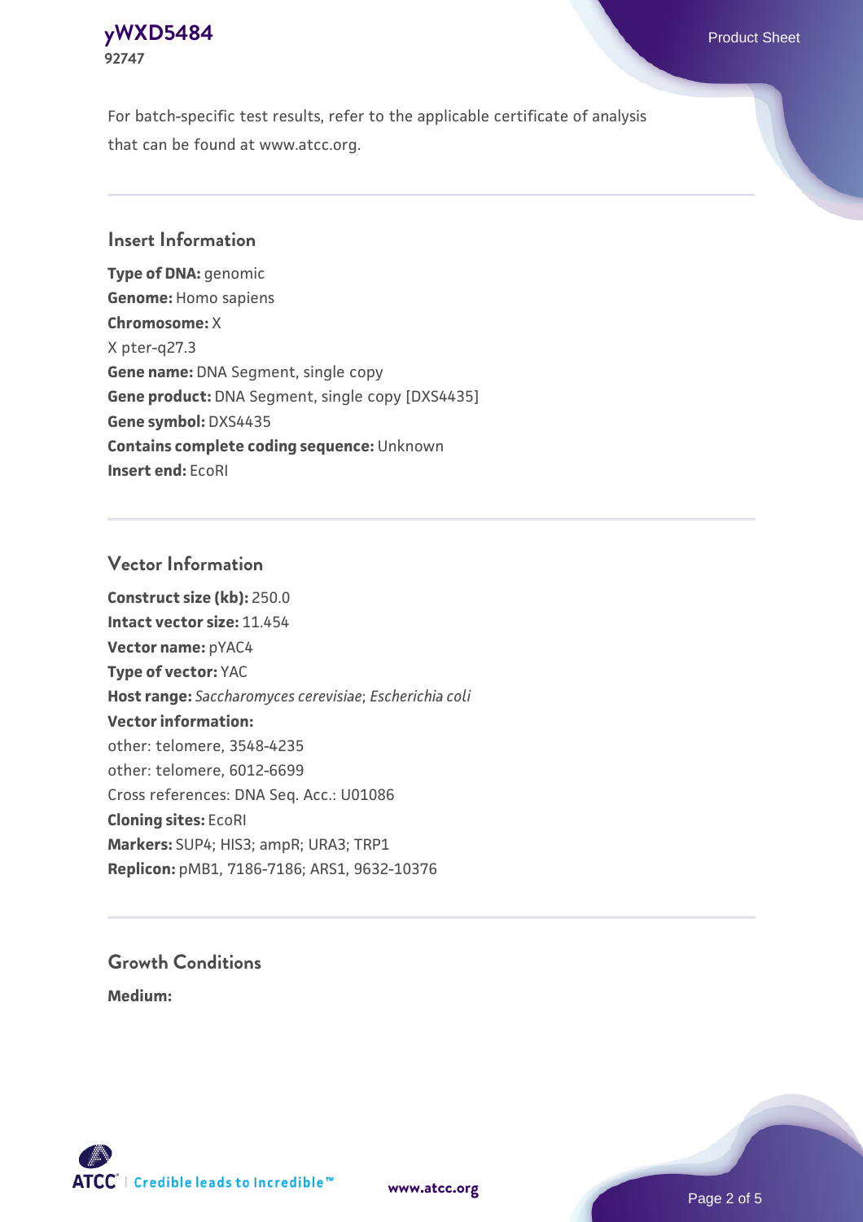For batch-specific test results, refer to the applicable certificate of analysis that can be found at www.atcc.org.

## Insert Information

**Type of DNA:** genomic
**Genome:** Homo sapiens
**Chromosome:** X
X pter-q27.3
**Gene name:** DNA Segment, single copy
**Gene product:** DNA Segment, single copy [DXS4435]
**Gene symbol:** DXS4435
**Contains complete coding sequence:** Unknown
**Insert end:** EcoRI

## Vector Information

**Construct size (kb):** 250.0
**Intact vector size:** 11.454
**Vector name:** pYAC4
**Type of vector:** YAC
**Host range:** *Saccharomyces cerevisiae*; *Escherichia coli*
**Vector information:**
other: telomere, 3548-4235
other: telomere, 6012-6699
Cross references: DNA Seq. Acc.: U01086
**Cloning sites:** EcoRI
**Markers:** SUP4; HIS3; ampR; URA3; TRP1
**Replicon:** pMB1, 7186-7186; ARS1, 9632-10376

## Growth Conditions

**Medium:**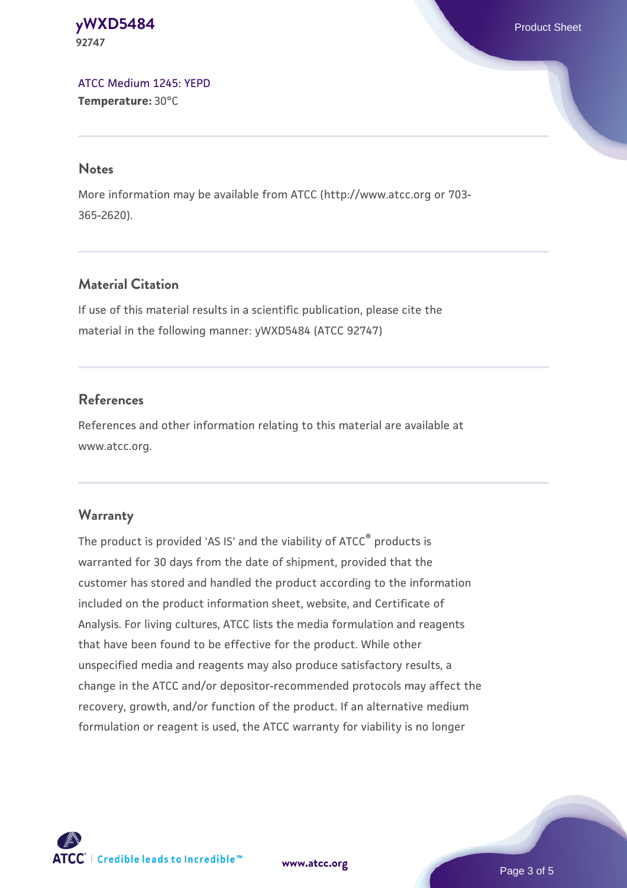ATCC Medium 1245: YEPD
**Temperature:** 30°C

## Notes

More information may be available from ATCC (http://www.atcc.org or 703-365-2620).

## Material Citation

If use of this material results in a scientific publication, please cite the material in the following manner: yWXD5484 (ATCC 92747)

## References

References and other information relating to this material are available at www.atcc.org.

## Warranty

The product is provided 'AS IS' and the viability of ATCC® products is warranted for 30 days from the date of shipment, provided that the customer has stored and handled the product according to the information included on the product information sheet, website, and Certificate of Analysis. For living cultures, ATCC lists the media formulation and reagents that have been found to be effective for the product. While other unspecified media and reagents may also produce satisfactory results, a change in the ATCC and/or depositor-recommended protocols may affect the recovery, growth, and/or function of the product. If an alternative medium formulation or reagent is used, the ATCC warranty for viability is no longer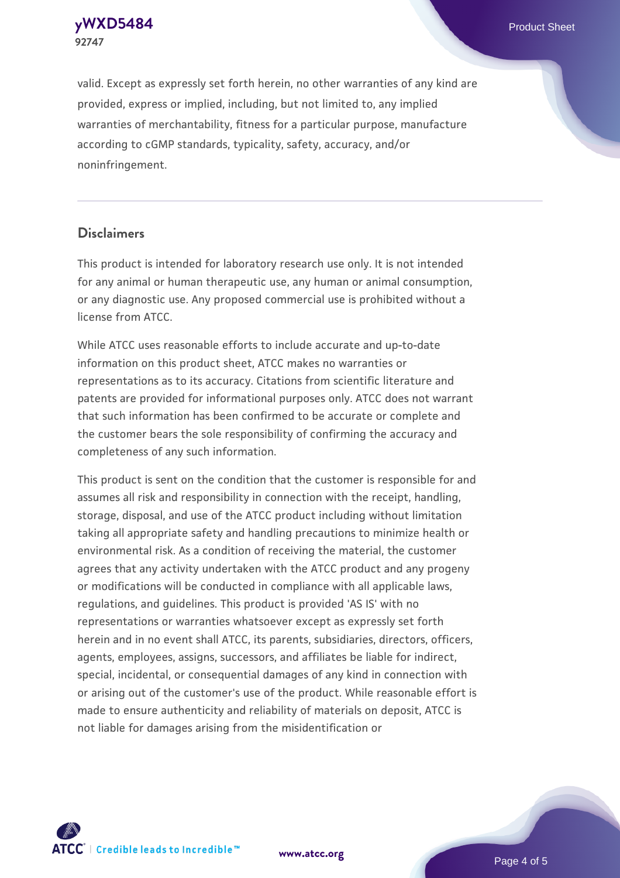valid. Except as expressly set forth herein, no other warranties of any kind are provided, express or implied, including, but not limited to, any implied warranties of merchantability, fitness for a particular purpose, manufacture according to cGMP standards, typicality, safety, accuracy, and/or noninfringement.

## Disclaimers

This product is intended for laboratory research use only. It is not intended for any animal or human therapeutic use, any human or animal consumption, or any diagnostic use. Any proposed commercial use is prohibited without a license from ATCC.

While ATCC uses reasonable efforts to include accurate and up-to-date information on this product sheet, ATCC makes no warranties or representations as to its accuracy. Citations from scientific literature and patents are provided for informational purposes only. ATCC does not warrant that such information has been confirmed to be accurate or complete and the customer bears the sole responsibility of confirming the accuracy and completeness of any such information.

This product is sent on the condition that the customer is responsible for and assumes all risk and responsibility in connection with the receipt, handling, storage, disposal, and use of the ATCC product including without limitation taking all appropriate safety and handling precautions to minimize health or environmental risk. As a condition of receiving the material, the customer agrees that any activity undertaken with the ATCC product and any progeny or modifications will be conducted in compliance with all applicable laws, regulations, and guidelines. This product is provided 'AS IS' with no representations or warranties whatsoever except as expressly set forth herein and in no event shall ATCC, its parents, subsidiaries, directors, officers, agents, employees, assigns, successors, and affiliates be liable for indirect, special, incidental, or consequential damages of any kind in connection with or arising out of the customer's use of the product. While reasonable effort is made to ensure authenticity and reliability of materials on deposit, ATCC is not liable for damages arising from the misidentification or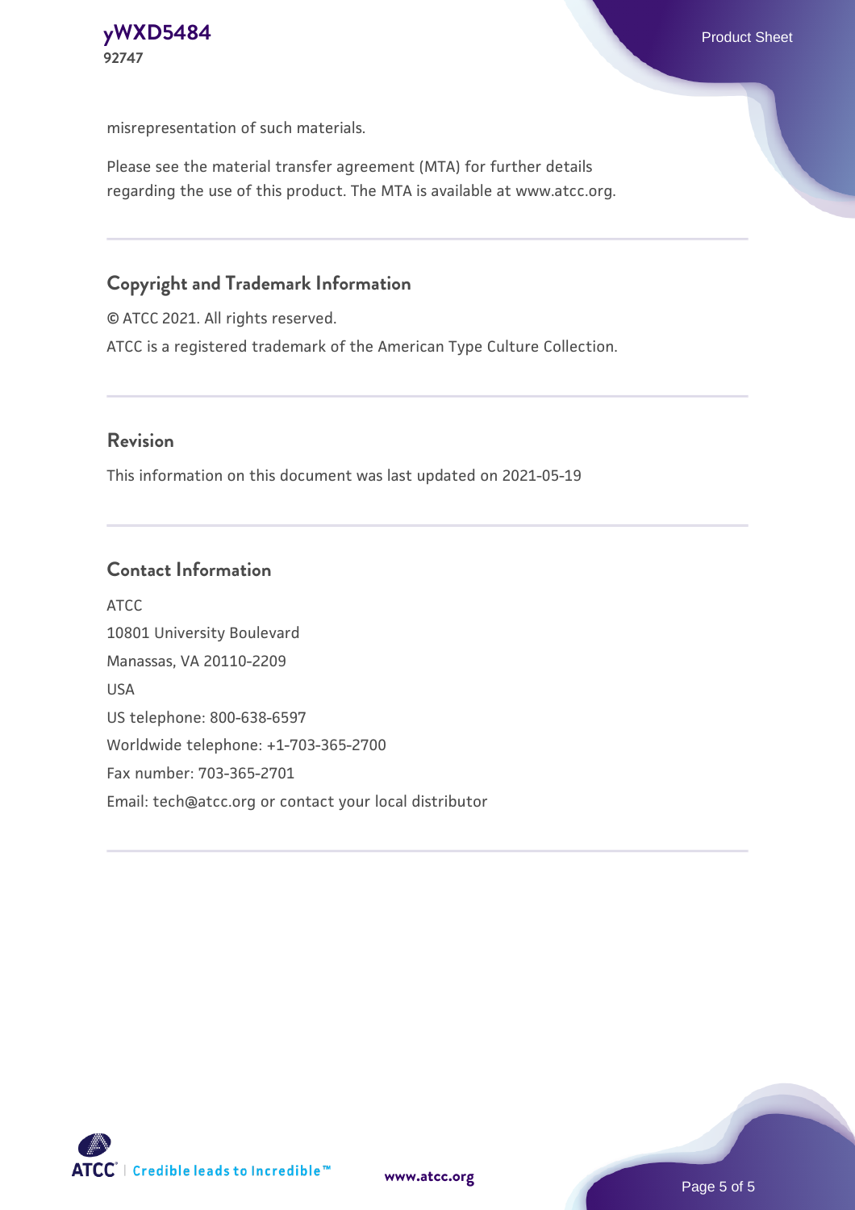misrepresentation of such materials.

Please see the material transfer agreement (MTA) for further details regarding the use of this product. The MTA is available at www.atcc.org.

## Copyright and Trademark Information

© ATCC 2021. All rights reserved.

ATCC is a registered trademark of the American Type Culture Collection.

## Revision

This information on this document was last updated on 2021-05-19

## Contact Information

ATCC
10801 University Boulevard
Manassas, VA 20110-2209
USA
US telephone: 800-638-6597
Worldwide telephone: +1-703-365-2700
Fax number: 703-365-2701
Email: tech@atcc.org or contact your local distributor